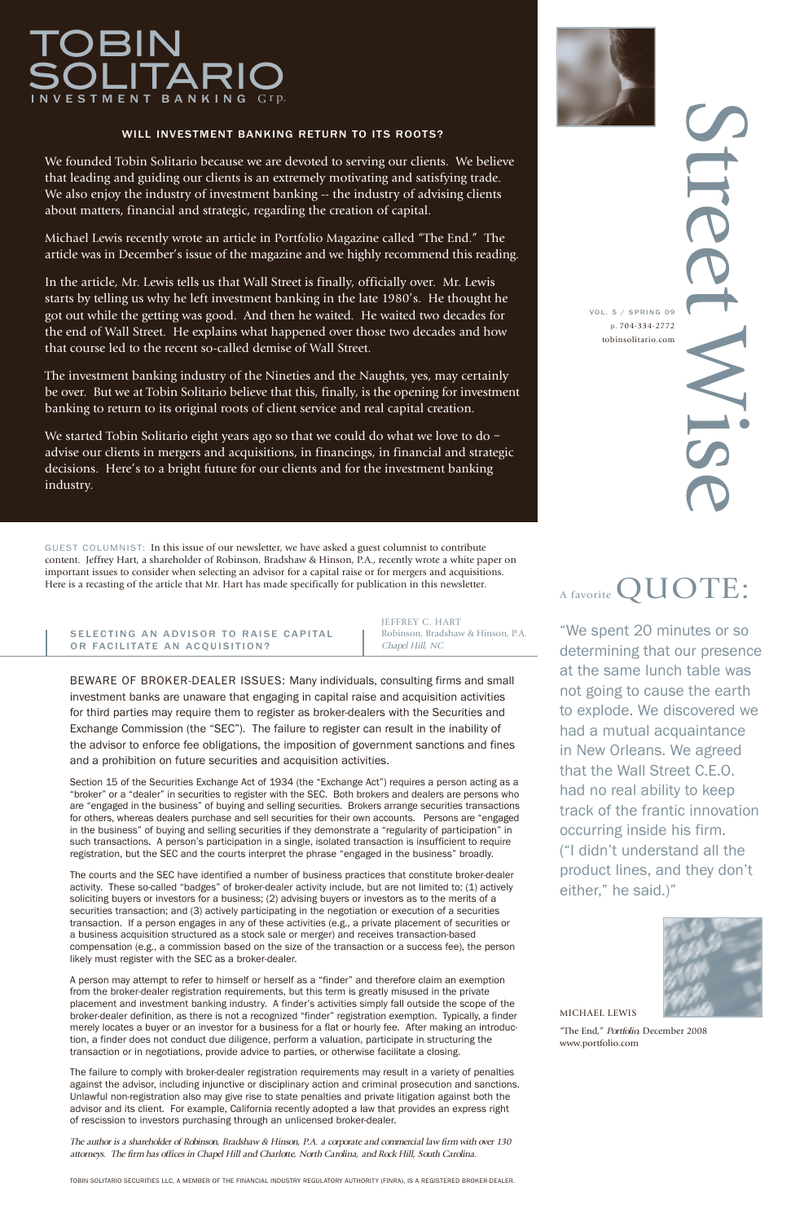# TOBIN SOLITARIO

INVESTMENT BANKING Grp.

# Street Wise

VOL. 5 / SPRING 09
p. 704-334-2772
tobinsolitario.com

## WILL INVESTMENT BANKING RETURN TO ITS ROOTS?

We founded Tobin Solitario because we are devoted to serving our clients. We believe that leading and guiding our clients is an extremely motivating and satisfying trade. We also enjoy the industry of investment banking -- the industry of advising clients about matters, financial and strategic, regarding the creation of capital.

Michael Lewis recently wrote an article in Portfolio Magazine called "The End." The article was in December's issue of the magazine and we highly recommend this reading.

In the article, Mr. Lewis tells us that Wall Street is finally, officially over. Mr. Lewis starts by telling us why he left investment banking in the late 1980's. He thought he got out while the getting was good. And then he waited. He waited two decades for the end of Wall Street. He explains what happened over those two decades and how that course led to the recent so-called demise of Wall Street.

The investment banking industry of the Nineties and the Naughts, yes, may certainly be over. But we at Tobin Solitario believe that this, finally, is the opening for investment banking to return to its original roots of client service and real capital creation.

We started Tobin Solitario eight years ago so that we could do what we love to do – advise our clients in mergers and acquisitions, in financings, in financial and strategic decisions. Here's to a bright future for our clients and for the investment banking industry.

GUEST COLUMNIST: In this issue of our newsletter, we have asked a guest columnist to contribute content. Jeffrey Hart, a shareholder of Robinson, Bradshaw & Hinson, P.A., recently wrote a white paper on important issues to consider when selecting an advisor for a capital raise or for mergers and acquisitions. Here is a recasting of the article that Mr. Hart has made specifically for publication in this newsletter.

## SELECTING AN ADVISOR TO RAISE CAPITAL OR FACILITATE AN ACQUISITION?

JEFFREY C. HART
Robinson, Bradshaw & Hinson, P.A.
*Chapel Hill, NC*

BEWARE OF BROKER-DEALER ISSUES: Many individuals, consulting firms and small investment banks are unaware that engaging in capital raise and acquisition activities for third parties may require them to register as broker-dealers with the Securities and Exchange Commission (the "SEC"). The failure to register can result in the inability of the advisor to enforce fee obligations, the imposition of government sanctions and fines and a prohibition on future securities and acquisition activities.

Section 15 of the Securities Exchange Act of 1934 (the "Exchange Act") requires a person acting as a "broker" or a "dealer" in securities to register with the SEC. Both brokers and dealers are persons who are "engaged in the business" of buying and selling securities. Brokers arrange securities transactions for others, whereas dealers purchase and sell securities for their own accounts. Persons are "engaged in the business" of buying and selling securities if they demonstrate a "regularity of participation" in such transactions. A person's participation in a single, isolated transaction is insufficient to require registration, but the SEC and the courts interpret the phrase "engaged in the business" broadly.

The courts and the SEC have identified a number of business practices that constitute broker-dealer activity. These so-called "badges" of broker-dealer activity include, but are not limited to: (1) actively soliciting buyers or investors for a business; (2) advising buyers or investors as to the merits of a securities transaction; and (3) actively participating in the negotiation or execution of a securities transaction. If a person engages in any of these activities (e.g., a private placement of securities or a business acquisition structured as a stock sale or merger) and receives transaction-based compensation (e.g., a commission based on the size of the transaction or a success fee), the person likely must register with the SEC as a broker-dealer.

A person may attempt to refer to himself or herself as a "finder" and therefore claim an exemption from the broker-dealer registration requirements, but this term is greatly misused in the private placement and investment banking industry. A finder's activities simply fall outside the scope of the broker-dealer definition, as there is not a recognized "finder" registration exemption. Typically, a finder merely locates a buyer or an investor for a business for a flat or hourly fee. After making an introduction, a finder does not conduct due diligence, perform a valuation, participate in structuring the transaction or in negotiations, provide advice to parties, or otherwise facilitate a closing.

The failure to comply with broker-dealer registration requirements may result in a variety of penalties against the advisor, including injunctive or disciplinary action and criminal prosecution and sanctions. Unlawful non-registration also may give rise to state penalties and private litigation against both the advisor and its client. For example, California recently adopted a law that provides an express right of rescission to investors purchasing through an unlicensed broker-dealer.

*The author is a shareholder of Robinson, Bradshaw & Hinson, P.A. a corporate and commercial law firm with over 130 attorneys. The firm has offices in Chapel Hill and Charlotte, North Carolina, and Rock Hill, South Carolina.*

## A favorite QUOTE:

"We spent 20 minutes or so determining that our presence at the same lunch table was not going to cause the earth to explode. We discovered we had a mutual acquaintance in New Orleans. We agreed that the Wall Street C.E.O. had no real ability to keep track of the frantic innovation occurring inside his firm. ("I didn't understand all the product lines, and they don't either," he said.)"

MICHAEL LEWIS

"The End," *Portfolio*, December 2008
www.portfolio.com

TOBIN SOLITARIO SECURITIES LLC, A MEMBER OF THE FINANCIAL INDUSTRY REGULATORY AUTHORITY (FINRA), IS A REGISTERED BROKER-DEALER.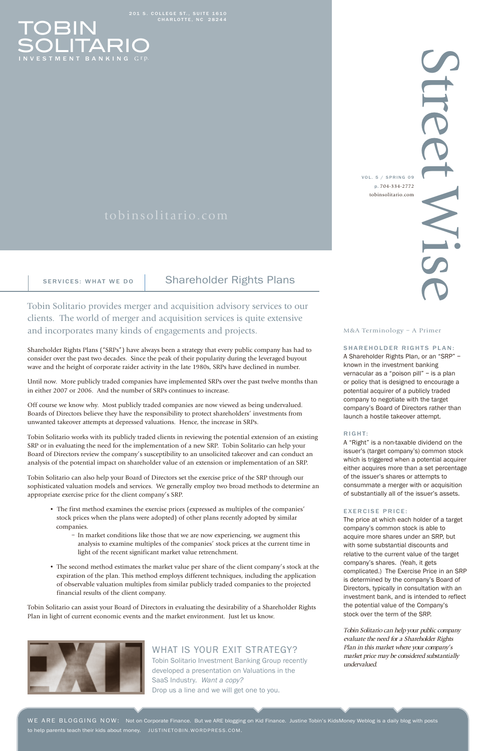# TOBIN SOLITARIO

INVESTMENT BANKING Grp.

201 S. COLLEGE ST., SUITE 1610
CHARLOTTE, NC 28244

tobinsolitario.com

# Street Wise

VOL. 5 / SPRING 09
p. 704-334-2772
tobinsolitario.com

SERVICES: WHAT WE DO

## Shareholder Rights Plans

Tobin Solitario provides merger and acquisition advisory services to our clients. The world of merger and acquisition services is quite extensive and incorporates many kinds of engagements and projects.

Shareholder Rights Plans ("SRPs") have always been a strategy that every public company has had to consider over the past two decades. Since the peak of their popularity during the leveraged buyout wave and the height of corporate raider activity in the late 1980s, SRPs have declined in number.

Until now. More publicly traded companies have implemented SRPs over the past twelve months than in either 2007 or 2006. And the number of SRPs continues to increase.

Off course we know why. Most publicly traded companies are now viewed as being undervalued. Boards of Directors believe they have the responsibility to protect shareholders' investments from unwanted takeover attempts at depressed valuations. Hence, the increase in SRPs.

Tobin Solitario works with its publicly traded clients in reviewing the potential extension of an existing SRP or in evaluating the need for the implementation of a new SRP. Tobin Solitario can help your Board of Directors review the company's susceptibility to an unsolicited takeover and can conduct an analysis of the potential impact on shareholder value of an extension or implementation of an SRP.

Tobin Solitario can also help your Board of Directors set the exercise price of the SRP through our sophisticated valuation models and services. We generally employ two broad methods to determine an appropriate exercise price for the client company's SRP.

- The first method examines the exercise prices (expressed as multiples of the companies' stock prices when the plans were adopted) of other plans recently adopted by similar companies.
  - In market conditions like those that we are now experiencing, we augment this analysis to examine multiples of the companies' stock prices at the current time in light of the recent significant market value retrenchment.
- The second method estimates the market value per share of the client company's stock at the expiration of the plan. This method employs different techniques, including the application of observable valuation multiples from similar publicly traded companies to the projected financial results of the client company.

Tobin Solitario can assist your Board of Directors in evaluating the desirability of a Shareholder Rights Plan in light of current economic events and the market environment. Just let us know.

## WHAT IS YOUR EXIT STRATEGY?

Tobin Solitario Investment Banking Group recently developed a presentation on Valuations in the SaaS Industry. *Want a copy?* Drop us a line and we will get one to you.

### M&A Terminology – A Primer

**SHAREHOLDER RIGHTS PLAN:** A Shareholder Rights Plan, or an "SRP" – known in the investment banking vernacular as a "poison pill" – is a plan or policy that is designed to encourage a potential acquirer of a publicly traded company to negotiate with the target company's Board of Directors rather than launch a hostile takeover attempt.

**RIGHT:** A "Right" is a non-taxable dividend on the issuer's (target company's) common stock which is triggered when a potential acquirer either acquires more than a set percentage of the issuer's shares or attempts to consummate a merger with or acquisition of substantially all of the issuer's assets.

**EXERCISE PRICE:** The price at which each holder of a target company's common stock is able to acquire more shares under an SRP, but with some substantial discounts and relative to the current value of the target company's shares. (Yeah, it gets complicated.) The Exercise Price in an SRP is determined by the company's Board of Directors, typically in consultation with an investment bank, and is intended to reflect the potential value of the Company's stock over the term of the SRP.

*Tobin Solitario can help your public company evaluate the need for a Shareholder Rights Plan in this market where your company's market price may be considered substantially undervalued.*

WE ARE BLOGGING NOW: Not on Corporate Finance. But we ARE blogging on Kid Finance. Justine Tobin's KidsMoney Weblog is a daily blog with posts to help parents teach their kids about money. JUSTINETOBIN.WORDPRESS.COM.